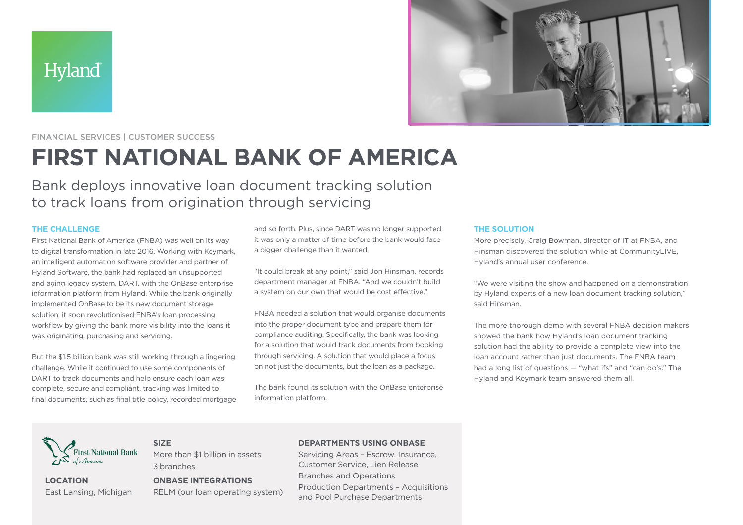Hyland

FINANCIAL SERVICES | CUSTOMER SUCCESS

# FIRST NATIONAL BANK OF AMERICA

Bank deploys innovative loan document tracking solution to track loans from origination through servicing

## THE CHALLENGE

First National Bank of America (FNBA) was well on its way to digital transformation in late 2016. Working with Keymark, an intelligent automation software provider and partner of Hyland Software, the bank had replaced an unsupported and aging legacy system, DART, with the OnBase enterprise information platform from Hyland. While the bank originally implemented OnBase to be its new document storage solution, it soon revolutionised FNBA's loan processing workflow by giving the bank more visibility into the loans it was originating, purchasing and servicing.

But the $1.5 billion bank was still working through a lingering challenge. While it continued to use some components of DART to track documents and help ensure each loan was complete, secure and compliant, tracking was limited to final documents, such as final title policy, recorded mortgage and so forth. Plus, since DART was no longer supported, it was only a matter of time before the bank would face a bigger challenge than it wanted.

"It could break at any point," said Jon Hinsman, records department manager at FNBA. "And we couldn't build a system on our own that would be cost effective."

FNBA needed a solution that would organise documents into the proper document type and prepare them for compliance auditing. Specifically, the bank was looking for a solution that would track documents from booking through servicing. A solution that would place a focus on not just the documents, but the loan as a package.

The bank found its solution with the OnBase enterprise information platform.

## THE SOLUTION

More precisely, Craig Bowman, director of IT at FNBA, and Hinsman discovered the solution while at CommunityLIVE, Hyland's annual user conference.

"We were visiting the show and happened on a demonstration by Hyland experts of a new loan document tracking solution," said Hinsman.

The more thorough demo with several FNBA decision makers showed the bank how Hyland's loan document tracking solution had the ability to provide a complete view into the loan account rather than just documents. The FNBA team had a long list of questions — "what ifs" and "can do's." The Hyland and Keymark team answered them all.

First National Bank of America

**LOCATION**
East Lansing, Michigan

**SIZE**
More than $1 billion in assets
3 branches

**ONBASE INTEGRATIONS**
RELM (our loan operating system)

**DEPARTMENTS USING ONBASE**
Servicing Areas – Escrow, Insurance, Customer Service, Lien Release
Branches and Operations
Production Departments – Acquisitions and Pool Purchase Departments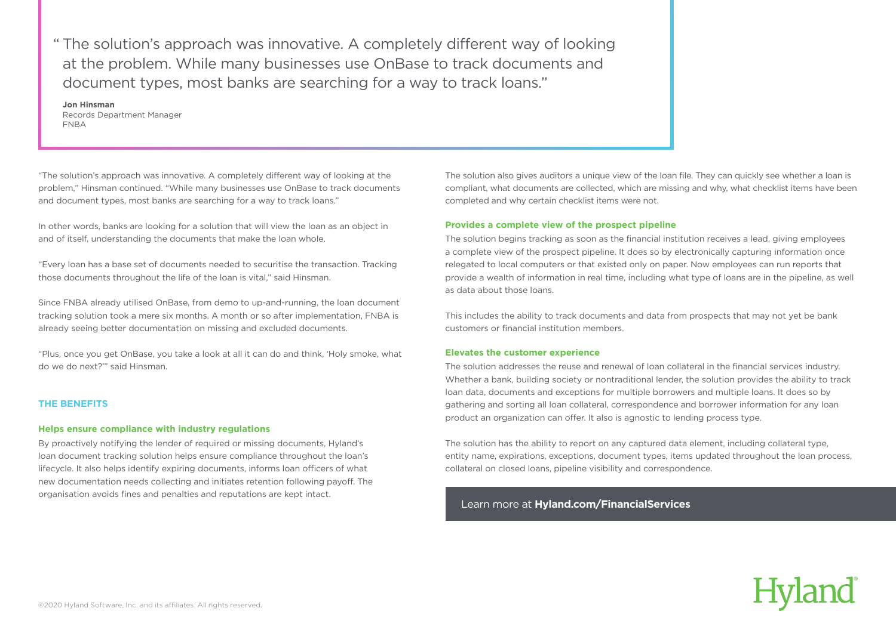> " The solution's approach was innovative. A completely different way of looking at the problem. While many businesses use OnBase to track documents and document types, most banks are searching for a way to track loans."
>
> **Jon Hinsman**
> Records Department Manager
> FNBA

"The solution's approach was innovative. A completely different way of looking at the problem," Hinsman continued. "While many businesses use OnBase to track documents and document types, most banks are searching for a way to track loans."

In other words, banks are looking for a solution that will view the loan as an object in and of itself, understanding the documents that make the loan whole.

"Every loan has a base set of documents needed to securitise the transaction. Tracking those documents throughout the life of the loan is vital," said Hinsman.

Since FNBA already utilised OnBase, from demo to up-and-running, the loan document tracking solution took a mere six months. A month or so after implementation, FNBA is already seeing better documentation on missing and excluded documents.

"Plus, once you get OnBase, you take a look at all it can do and think, 'Holy smoke, what do we do next?'" said Hinsman.

## THE BENEFITS

### Helps ensure compliance with industry regulations

By proactively notifying the lender of required or missing documents, Hyland's loan document tracking solution helps ensure compliance throughout the loan's lifecycle. It also helps identify expiring documents, informs loan officers of what new documentation needs collecting and initiates retention following payoff. The organisation avoids fines and penalties and reputations are kept intact.

The solution also gives auditors a unique view of the loan file. They can quickly see whether a loan is compliant, what documents are collected, which are missing and why, what checklist items have been completed and why certain checklist items were not.

### Provides a complete view of the prospect pipeline

The solution begins tracking as soon as the financial institution receives a lead, giving employees a complete view of the prospect pipeline. It does so by electronically capturing information once relegated to local computers or that existed only on paper. Now employees can run reports that provide a wealth of information in real time, including what type of loans are in the pipeline, as well as data about those loans.

This includes the ability to track documents and data from prospects that may not yet be bank customers or financial institution members.

### Elevates the customer experience

The solution addresses the reuse and renewal of loan collateral in the financial services industry. Whether a bank, building society or nontraditional lender, the solution provides the ability to track loan data, documents and exceptions for multiple borrowers and multiple loans. It does so by gathering and sorting all loan collateral, correspondence and borrower information for any loan product an organization can offer. It also is agnostic to lending process type.

The solution has the ability to report on any captured data element, including collateral type, entity name, expirations, exceptions, document types, items updated throughout the loan process, collateral on closed loans, pipeline visibility and correspondence.

Learn more at **Hyland.com/FinancialServices**

Hyland

©2020 Hyland Software, Inc. and its affiliates. All rights reserved.